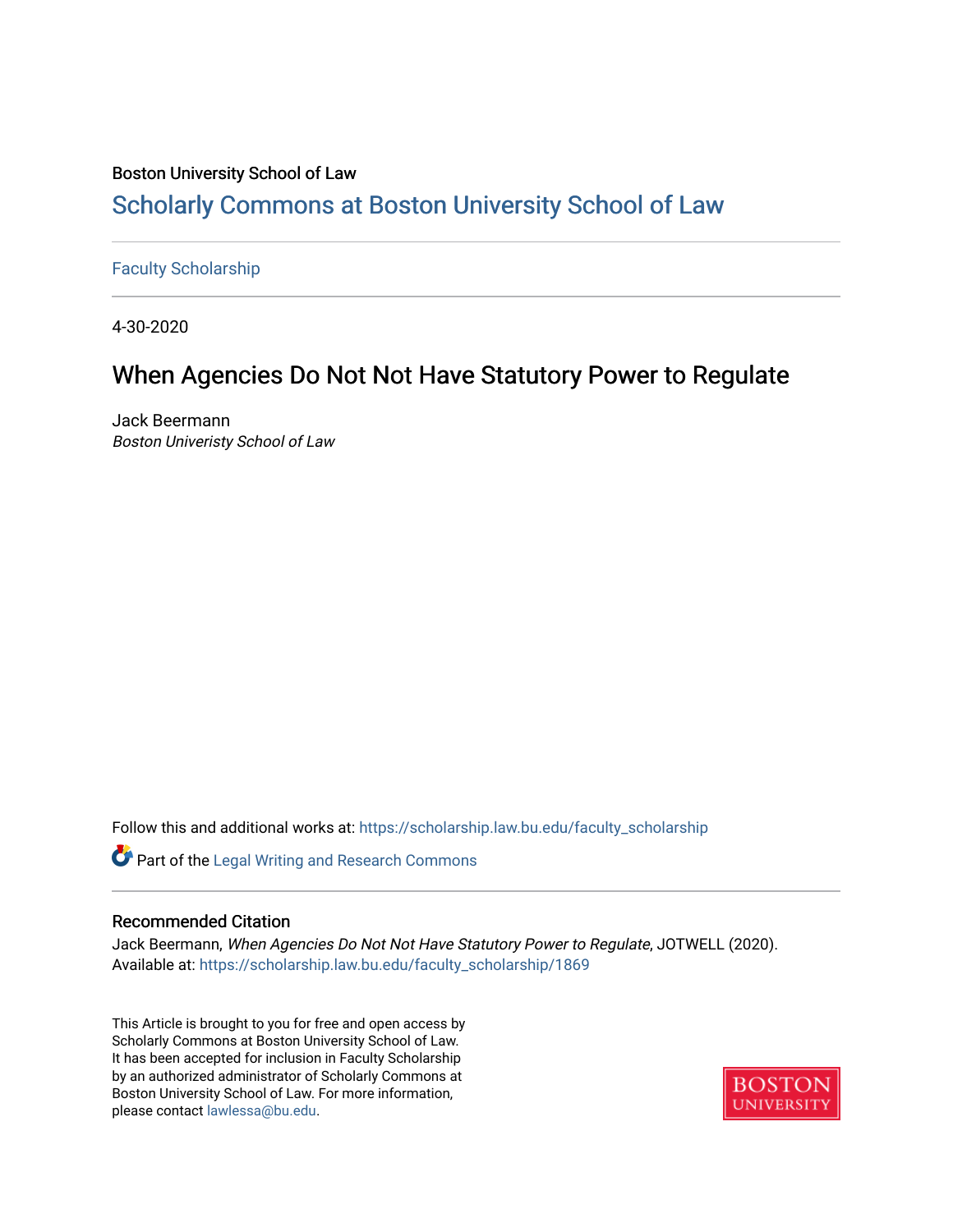Boston University School of Law

# Scholarly Commons at Boston University School of Law

Faculty Scholarship

4-30-2020

## When Agencies Do Not Not Have Statutory Power to Regulate

Jack Beermann
*Boston Univeristy School of Law*

Follow this and additional works at: https://scholarship.law.bu.edu/faculty_scholarship

Part of the Legal Writing and Research Commons

### Recommended Citation

Jack Beermann, *When Agencies Do Not Not Have Statutory Power to Regulate*, JOTWELL (2020).
Available at: https://scholarship.law.bu.edu/faculty_scholarship/1869

This Article is brought to you for free and open access by Scholarly Commons at Boston University School of Law. It has been accepted for inclusion in Faculty Scholarship by an authorized administrator of Scholarly Commons at Boston University School of Law. For more information, please contact lawlessa@bu.edu.

BOSTON UNIVERSITY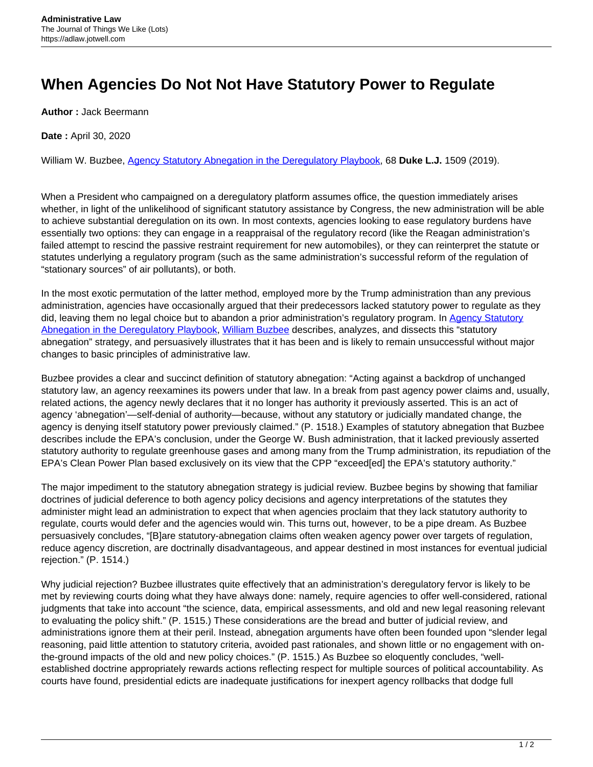# When Agencies Do Not Not Have Statutory Power to Regulate

**Author :** Jack Beermann

**Date :** April 30, 2020

William W. Buzbee, [Agency Statutory Abnegation in the Deregulatory Playbook](), 68 **Duke L.J.** 1509 (2019).

When a President who campaigned on a deregulatory platform assumes office, the question immediately arises whether, in light of the unlikelihood of significant statutory assistance by Congress, the new administration will be able to achieve substantial deregulation on its own. In most contexts, agencies looking to ease regulatory burdens have essentially two options: they can engage in a reappraisal of the regulatory record (like the Reagan administration's failed attempt to rescind the passive restraint requirement for new automobiles), or they can reinterpret the statute or statutes underlying a regulatory program (such as the same administration's successful reform of the regulation of "stationary sources" of air pollutants), or both.

In the most exotic permutation of the latter method, employed more by the Trump administration than any previous administration, agencies have occasionally argued that their predecessors lacked statutory power to regulate as they did, leaving them no legal choice but to abandon a prior administration's regulatory program. In [Agency Statutory Abnegation in the Deregulatory Playbook](), [William Buzbee]() describes, analyzes, and dissects this "statutory abnegation" strategy, and persuasively illustrates that it has been and is likely to remain unsuccessful without major changes to basic principles of administrative law.

Buzbee provides a clear and succinct definition of statutory abnegation: "Acting against a backdrop of unchanged statutory law, an agency reexamines its powers under that law. In a break from past agency power claims and, usually, related actions, the agency newly declares that it no longer has authority it previously asserted. This is an act of agency 'abnegation'—self-denial of authority—because, without any statutory or judicially mandated change, the agency is denying itself statutory power previously claimed." (P. 1518.) Examples of statutory abnegation that Buzbee describes include the EPA's conclusion, under the George W. Bush administration, that it lacked previously asserted statutory authority to regulate greenhouse gases and among many from the Trump administration, its repudiation of the EPA's Clean Power Plan based exclusively on its view that the CPP "exceed[ed] the EPA's statutory authority."

The major impediment to the statutory abnegation strategy is judicial review. Buzbee begins by showing that familiar doctrines of judicial deference to both agency policy decisions and agency interpretations of the statutes they administer might lead an administration to expect that when agencies proclaim that they lack statutory authority to regulate, courts would defer and the agencies would win. This turns out, however, to be a pipe dream. As Buzbee persuasively concludes, "[B]are statutory-abnegation claims often weaken agency power over targets of regulation, reduce agency discretion, are doctrinally disadvantageous, and appear destined in most instances for eventual judicial rejection." (P. 1514.)

Why judicial rejection? Buzbee illustrates quite effectively that an administration's deregulatory fervor is likely to be met by reviewing courts doing what they have always done: namely, require agencies to offer well-considered, rational judgments that take into account "the science, data, empirical assessments, and old and new legal reasoning relevant to evaluating the policy shift." (P. 1515.) These considerations are the bread and butter of judicial review, and administrations ignore them at their peril. Instead, abnegation arguments have often been founded upon "slender legal reasoning, paid little attention to statutory criteria, avoided past rationales, and shown little or no engagement with on-the-ground impacts of the old and new policy choices." (P. 1515.) As Buzbee so eloquently concludes, "well-established doctrine appropriately rewards actions reflecting respect for multiple sources of political accountability. As courts have found, presidential edicts are inadequate justifications for inexpert agency rollbacks that dodge full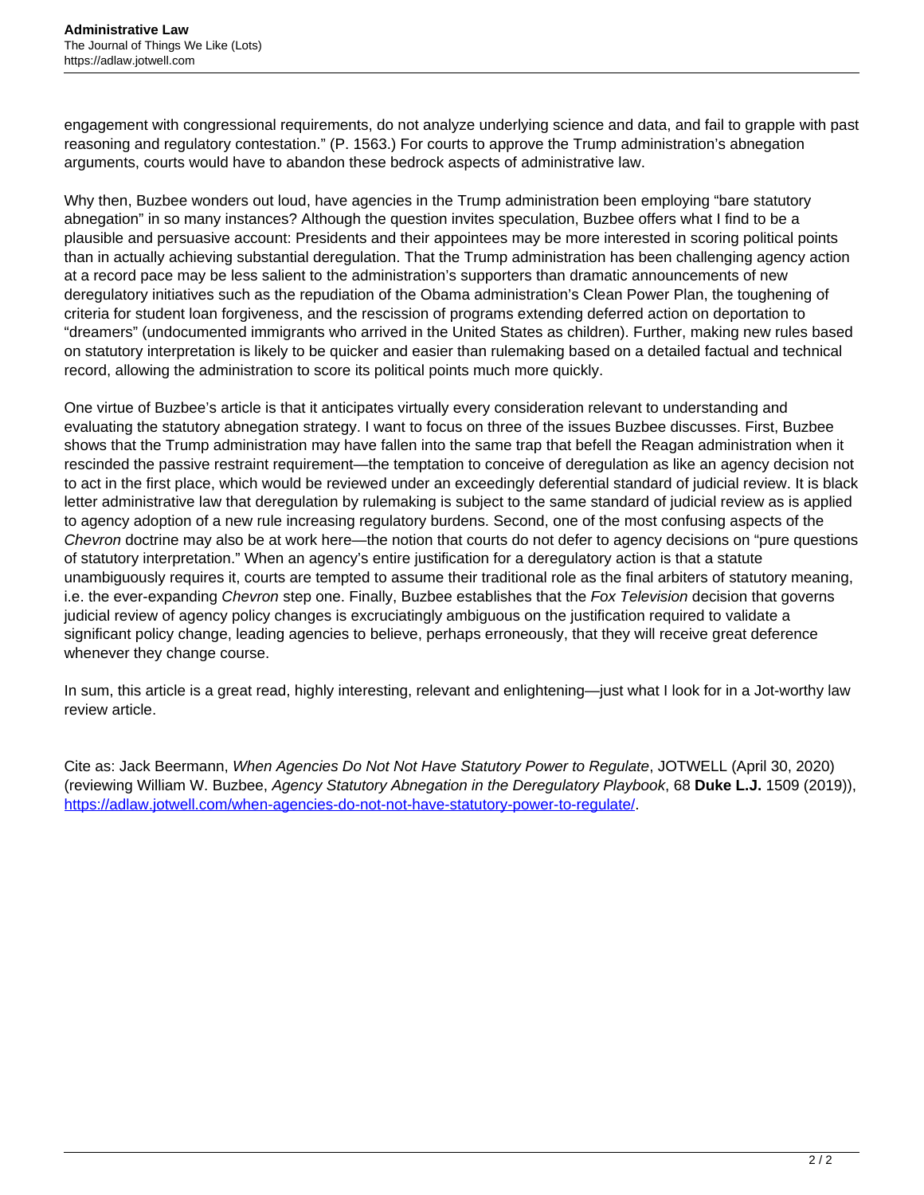engagement with congressional requirements, do not analyze underlying science and data, and fail to grapple with past reasoning and regulatory contestation." (P. 1563.) For courts to approve the Trump administration's abnegation arguments, courts would have to abandon these bedrock aspects of administrative law.

Why then, Buzbee wonders out loud, have agencies in the Trump administration been employing "bare statutory abnegation" in so many instances? Although the question invites speculation, Buzbee offers what I find to be a plausible and persuasive account: Presidents and their appointees may be more interested in scoring political points than in actually achieving substantial deregulation. That the Trump administration has been challenging agency action at a record pace may be less salient to the administration's supporters than dramatic announcements of new deregulatory initiatives such as the repudiation of the Obama administration's Clean Power Plan, the toughening of criteria for student loan forgiveness, and the rescission of programs extending deferred action on deportation to "dreamers" (undocumented immigrants who arrived in the United States as children). Further, making new rules based on statutory interpretation is likely to be quicker and easier than rulemaking based on a detailed factual and technical record, allowing the administration to score its political points much more quickly.

One virtue of Buzbee's article is that it anticipates virtually every consideration relevant to understanding and evaluating the statutory abnegation strategy. I want to focus on three of the issues Buzbee discusses. First, Buzbee shows that the Trump administration may have fallen into the same trap that befell the Reagan administration when it rescinded the passive restraint requirement—the temptation to conceive of deregulation as like an agency decision not to act in the first place, which would be reviewed under an exceedingly deferential standard of judicial review. It is black letter administrative law that deregulation by rulemaking is subject to the same standard of judicial review as is applied to agency adoption of a new rule increasing regulatory burdens. Second, one of the most confusing aspects of the *Chevron* doctrine may also be at work here—the notion that courts do not defer to agency decisions on "pure questions of statutory interpretation." When an agency's entire justification for a deregulatory action is that a statute unambiguously requires it, courts are tempted to assume their traditional role as the final arbiters of statutory meaning, i.e. the ever-expanding *Chevron* step one. Finally, Buzbee establishes that the *Fox Television* decision that governs judicial review of agency policy changes is excruciatingly ambiguous on the justification required to validate a significant policy change, leading agencies to believe, perhaps erroneously, that they will receive great deference whenever they change course.

In sum, this article is a great read, highly interesting, relevant and enlightening—just what I look for in a Jot-worthy law review article.

Cite as: Jack Beermann, *When Agencies Do Not Not Have Statutory Power to Regulate*, JOTWELL (April 30, 2020) (reviewing William W. Buzbee, *Agency Statutory Abnegation in the Deregulatory Playbook*, 68 **Duke L.J.** 1509 (2019)), https://adlaw.jotwell.com/when-agencies-do-not-not-have-statutory-power-to-regulate/.